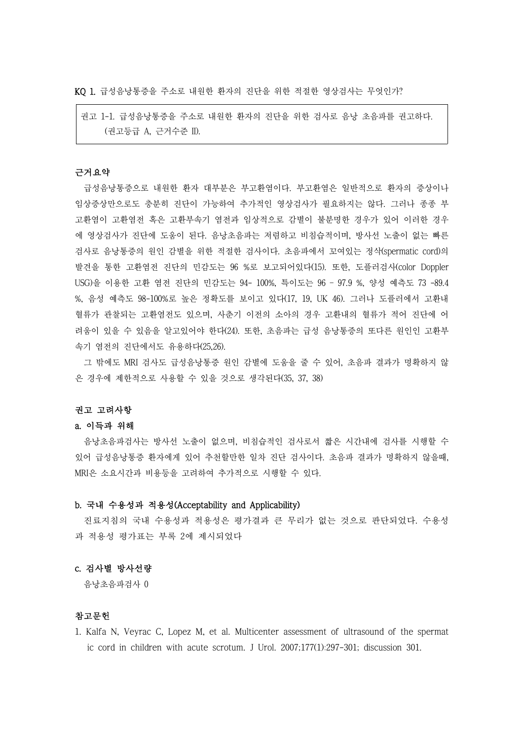KQ 1. 급성음낭통증을 주소로 내원한 환자의 진단을 위한 적절한 영상검사는 무엇인가?

> 권고 1-1. 급성음낭통증을 주소로 내원한 환자의 진단을 위한 검사로 음낭 초음파를 권고하다.
> (권고등급 A, 근거수준 II).

**근거요약**

급성음낭통증으로 내원한 환자 대부분은 부고환염이다. 부고환염은 일반적으로 환자의 증상이나 임상증상만으로도 충분히 진단이 가능하여 추가적인 영상검사가 필요하지는 않다. 그러나 종종 부고환염이 고환염전 혹은 고환부속기 염전과 임상적으로 감별이 불분명한 경우가 있어 이러한 경우에 영상검사가 진단에 도움이 된다. 음낭초음파는 저렴하고 비침습적이며, 방사선 노출이 없는 빠른 검사로 음낭통증의 원인 감별을 위한 적절한 검사이다. 초음파에서 꼬여있는 정삭(spermatic cord)의 발견을 통한 고환염전 진단의 민감도는 96 %로 보고되어있다(15). 또한, 도플러검사(color Doppler USG)을 이용한 고환 염전 진단의 민감도는 94- 100%, 특이도는 96 - 97.9 %, 양성 예측도 73 -89.4 %, 음성 예측도 98-100%로 높은 정확도를 보이고 있다(17, 19, UK 46). 그러나 도플러에서 고환내 혈류가 관찰되는 고환염전도 있으며, 사춘기 이전의 소아의 경우 고환내의 혈류가 적어 진단에 어려움이 있을 수 있음을 알고있어야 한다(24). 또한, 초음파는 급성 음낭통증의 또다른 원인인 고환부속기 염전의 진단에서도 유용하다(25,26).

그 밖에도 MRI 검사도 급성음낭통증 원인 감별에 도움을 줄 수 있어, 초음파 결과가 명확하지 않은 경우에 제한적으로 사용할 수 있을 것으로 생각된다(35, 37, 38)

**권고 고려사항**

**a. 이득과 위해**

음낭초음파검사는 방사선 노출이 없으며, 비침습적인 검사로서 짧은 시간내에 검사를 시행할 수 있어 급성음낭통증 환자에게 있어 추천할만한 일차 진단 검사이다. 초음파 결과가 명확하지 않을때, MRI은 소요시간과 비용등을 고려하여 추가적으로 시행할 수 있다.

**b. 국내 수용성과 적용성(Acceptability and Applicability)**

진료지침의 국내 수용성과 적용성은 평가결과 큰 무리가 없는 것으로 판단되었다. 수용성과 적용성 평가표는 부록 2에 제시되었다

**c. 검사별 방사선량**

음낭초음파검사 0

**참고문헌**

1. Kalfa N, Veyrac C, Lopez M, et al. Multicenter assessment of ultrasound of the spermatic cord in children with acute scrotum. J Urol. 2007;177(1):297-301; discussion 301.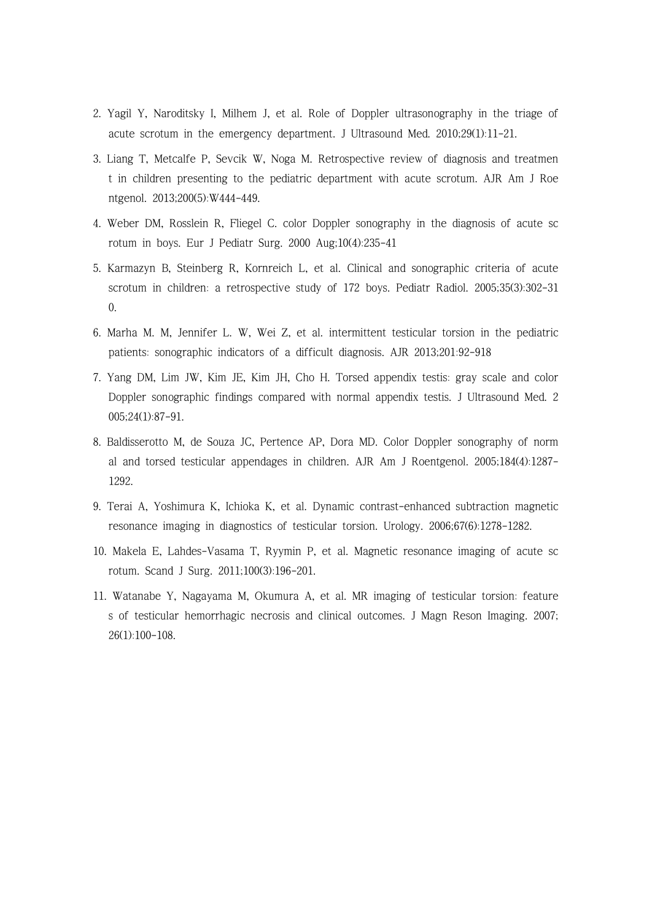2. Yagil Y, Naroditsky I, Milhem J, et al. Role of Doppler ultrasonography in the triage of acute scrotum in the emergency department. J Ultrasound Med. 2010;29(1):11-21.
3. Liang T, Metcalfe P, Sevcik W, Noga M. Retrospective review of diagnosis and treatment in children presenting to the pediatric department with acute scrotum. AJR Am J Roentgenol. 2013;200(5):W444-449.
4. Weber DM, Rosslein R, Fliegel C. color Doppler sonography in the diagnosis of acute scrotum in boys. Eur J Pediatr Surg. 2000 Aug;10(4):235-41
5. Karmazyn B, Steinberg R, Kornreich L, et al. Clinical and sonographic criteria of acute scrotum in children: a retrospective study of 172 boys. Pediatr Radiol. 2005;35(3):302-310.
6. Marha M. M, Jennifer L. W, Wei Z, et al. intermittent testicular torsion in the pediatric patients: sonographic indicators of a difficult diagnosis. AJR 2013;201:92-918
7. Yang DM, Lim JW, Kim JE, Kim JH, Cho H. Torsed appendix testis: gray scale and color Doppler sonographic findings compared with normal appendix testis. J Ultrasound Med. 2005;24(1):87-91.
8. Baldisserotto M, de Souza JC, Pertence AP, Dora MD. Color Doppler sonography of normal and torsed testicular appendages in children. AJR Am J Roentgenol. 2005;184(4):1287-1292.
9. Terai A, Yoshimura K, Ichioka K, et al. Dynamic contrast-enhanced subtraction magnetic resonance imaging in diagnostics of testicular torsion. Urology. 2006;67(6):1278-1282.
10. Makela E, Lahdes-Vasama T, Ryymin P, et al. Magnetic resonance imaging of acute scrotum. Scand J Surg. 2011;100(3):196-201.
11. Watanabe Y, Nagayama M, Okumura A, et al. MR imaging of testicular torsion: features of testicular hemorrhagic necrosis and clinical outcomes. J Magn Reson Imaging. 2007;26(1):100-108.